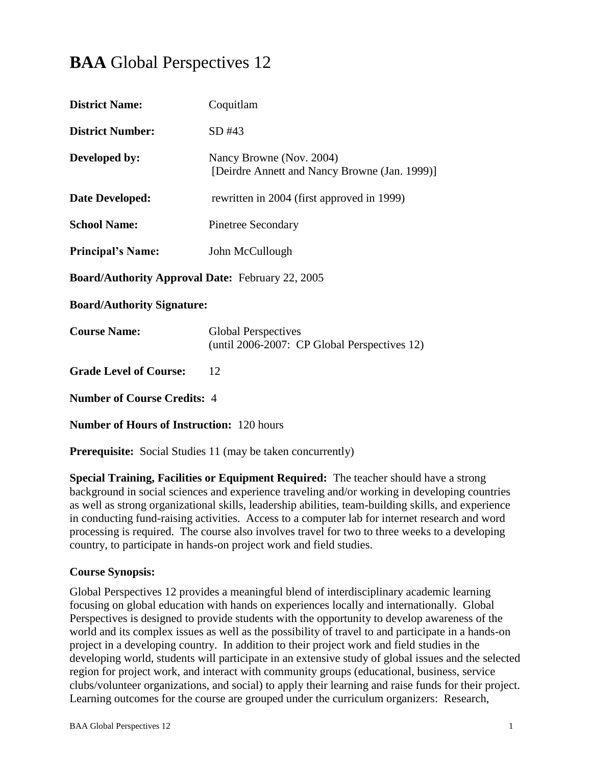# **BAA** Global Perspectives 12

**District Name:** Coquitlam

**District Number:** SD #43

**Developed by:** Nancy Browne (Nov. 2004)
[Deirdre Annett and Nancy Browne (Jan. 1999)]

**Date Developed:** rewritten in 2004 (first approved in 1999)

**School Name:** Pinetree Secondary

**Principal's Name:** John McCullough

**Board/Authority Approval Date:** February 22, 2005

**Board/Authority Signature:**

**Course Name:** Global Perspectives
(until 2006-2007: CP Global Perspectives 12)

**Grade Level of Course:** 12

**Number of Course Credits:** 4

**Number of Hours of Instruction:** 120 hours

**Prerequisite:** Social Studies 11 (may be taken concurrently)

**Special Training, Facilities or Equipment Required:** The teacher should have a strong background in social sciences and experience traveling and/or working in developing countries as well as strong organizational skills, leadership abilities, team-building skills, and experience in conducting fund-raising activities. Access to a computer lab for internet research and word processing is required. The course also involves travel for two to three weeks to a developing country, to participate in hands-on project work and field studies.

**Course Synopsis:**

Global Perspectives 12 provides a meaningful blend of interdisciplinary academic learning focusing on global education with hands on experiences locally and internationally. Global Perspectives is designed to provide students with the opportunity to develop awareness of the world and its complex issues as well as the possibility of travel to and participate in a hands-on project in a developing country. In addition to their project work and field studies in the developing world, students will participate in an extensive study of global issues and the selected region for project work, and interact with community groups (educational, business, service clubs/volunteer organizations, and social) to apply their learning and raise funds for their project. Learning outcomes for the course are grouped under the curriculum organizers: Research,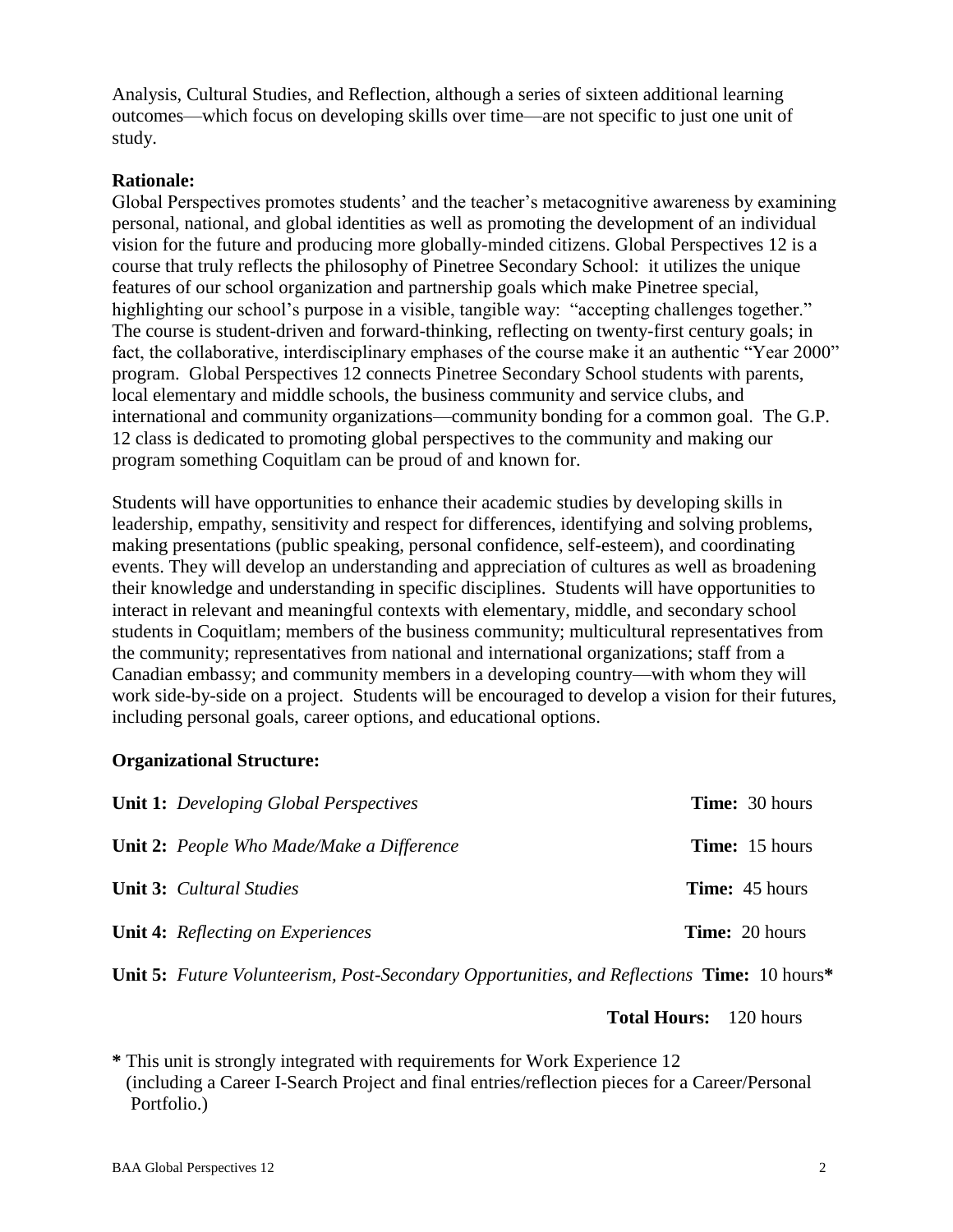Analysis, Cultural Studies, and Reflection, although a series of sixteen additional learning outcomes—which focus on developing skills over time—are not specific to just one unit of study.

**Rationale:**

Global Perspectives promotes students' and the teacher's metacognitive awareness by examining personal, national, and global identities as well as promoting the development of an individual vision for the future and producing more globally-minded citizens. Global Perspectives 12 is a course that truly reflects the philosophy of Pinetree Secondary School: it utilizes the unique features of our school organization and partnership goals which make Pinetree special, highlighting our school's purpose in a visible, tangible way: "accepting challenges together." The course is student-driven and forward-thinking, reflecting on twenty-first century goals; in fact, the collaborative, interdisciplinary emphases of the course make it an authentic "Year 2000" program. Global Perspectives 12 connects Pinetree Secondary School students with parents, local elementary and middle schools, the business community and service clubs, and international and community organizations—community bonding for a common goal. The G.P. 12 class is dedicated to promoting global perspectives to the community and making our program something Coquitlam can be proud of and known for.

Students will have opportunities to enhance their academic studies by developing skills in leadership, empathy, sensitivity and respect for differences, identifying and solving problems, making presentations (public speaking, personal confidence, self-esteem), and coordinating events. They will develop an understanding and appreciation of cultures as well as broadening their knowledge and understanding in specific disciplines. Students will have opportunities to interact in relevant and meaningful contexts with elementary, middle, and secondary school students in Coquitlam; members of the business community; multicultural representatives from the community; representatives from national and international organizations; staff from a Canadian embassy; and community members in a developing country—with whom they will work side-by-side on a project. Students will be encouraged to develop a vision for their futures, including personal goals, career options, and educational options.

**Organizational Structure:**

**Unit 1:** *Developing Global Perspectives* **Time:** 30 hours

**Unit 2:** *People Who Made/Make a Difference* **Time:** 15 hours

**Unit 3:** *Cultural Studies* **Time:** 45 hours

**Unit 4:** *Reflecting on Experiences* **Time:** 20 hours

**Unit 5:** *Future Volunteerism, Post-Secondary Opportunities, and Reflections* **Time:** 10 hours**\***

**Total Hours:** 120 hours

**\*** This unit is strongly integrated with requirements for Work Experience 12 (including a Career I-Search Project and final entries/reflection pieces for a Career/Personal Portfolio.)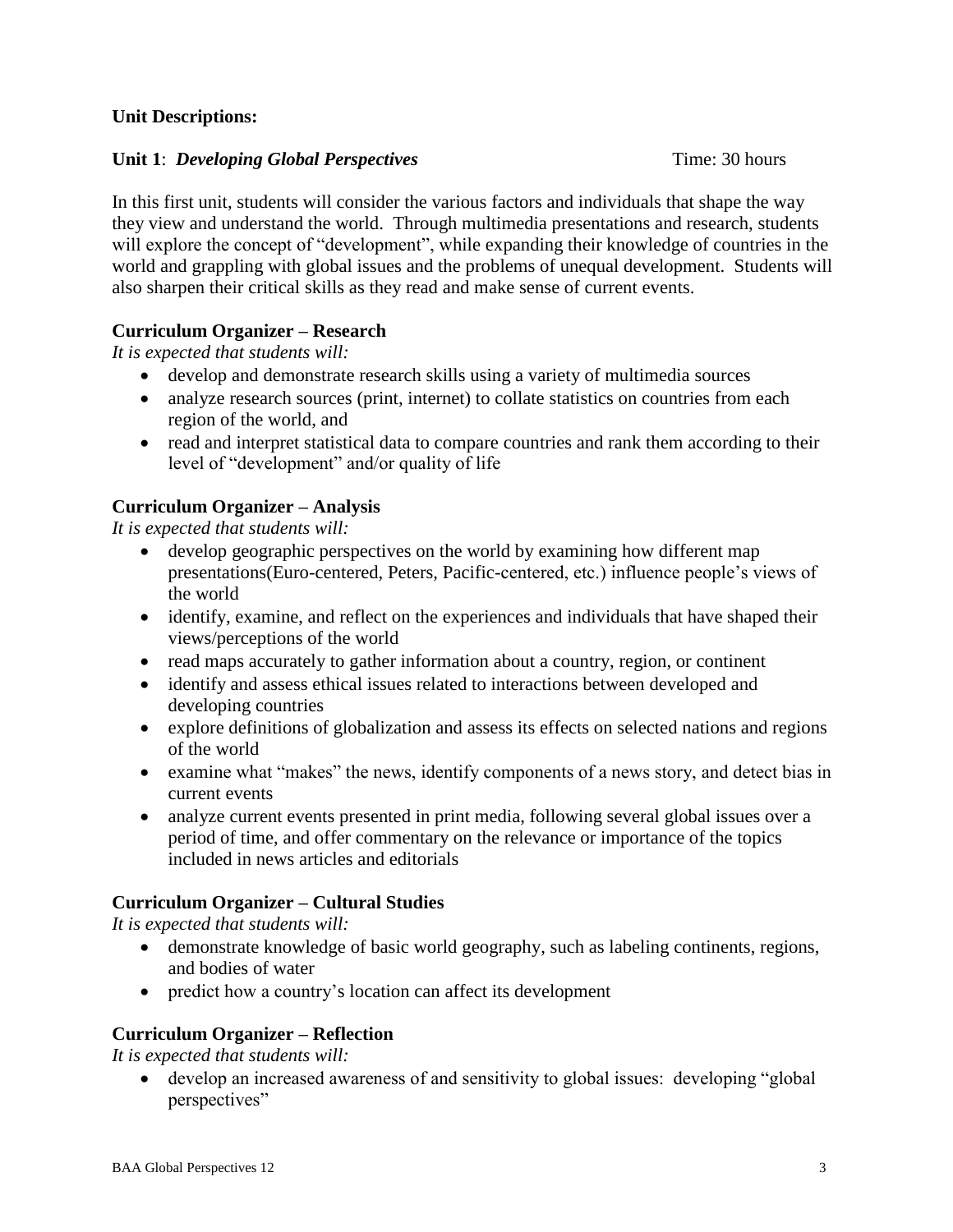**Unit Descriptions:**

**Unit 1**: ***Developing Global Perspectives*** Time: 30 hours

In this first unit, students will consider the various factors and individuals that shape the way they view and understand the world. Through multimedia presentations and research, students will explore the concept of "development", while expanding their knowledge of countries in the world and grappling with global issues and the problems of unequal development. Students will also sharpen their critical skills as they read and make sense of current events.

**Curriculum Organizer – Research**

*It is expected that students will:*

- develop and demonstrate research skills using a variety of multimedia sources
- analyze research sources (print, internet) to collate statistics on countries from each region of the world, and
- read and interpret statistical data to compare countries and rank them according to their level of "development" and/or quality of life

**Curriculum Organizer – Analysis**

*It is expected that students will:*

- develop geographic perspectives on the world by examining how different map presentations(Euro-centered, Peters, Pacific-centered, etc.) influence people's views of the world
- identify, examine, and reflect on the experiences and individuals that have shaped their views/perceptions of the world
- read maps accurately to gather information about a country, region, or continent
- identify and assess ethical issues related to interactions between developed and developing countries
- explore definitions of globalization and assess its effects on selected nations and regions of the world
- examine what "makes" the news, identify components of a news story, and detect bias in current events
- analyze current events presented in print media, following several global issues over a period of time, and offer commentary on the relevance or importance of the topics included in news articles and editorials

**Curriculum Organizer – Cultural Studies**

*It is expected that students will:*

- demonstrate knowledge of basic world geography, such as labeling continents, regions, and bodies of water
- predict how a country's location can affect its development

**Curriculum Organizer – Reflection**

*It is expected that students will:*

- develop an increased awareness of and sensitivity to global issues: developing "global perspectives"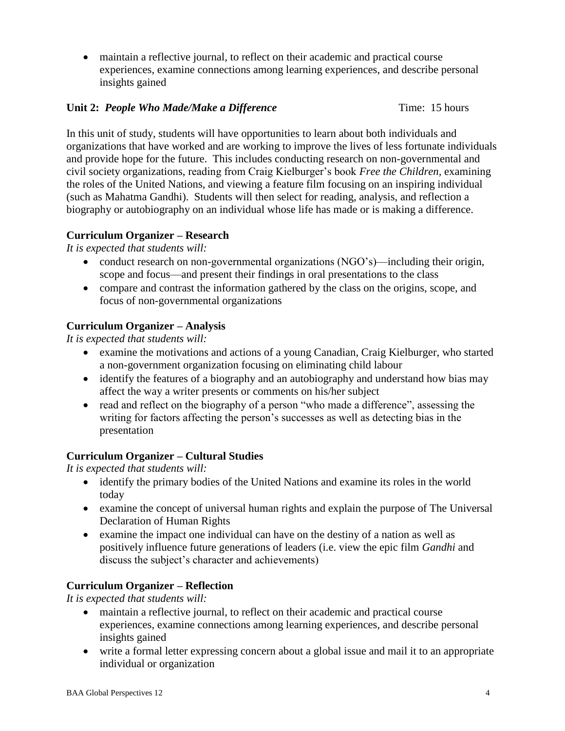- maintain a reflective journal, to reflect on their academic and practical course experiences, examine connections among learning experiences, and describe personal insights gained

**Unit 2:** ***People Who Made/Make a Difference*** Time: 15 hours

In this unit of study, students will have opportunities to learn about both individuals and organizations that have worked and are working to improve the lives of less fortunate individuals and provide hope for the future. This includes conducting research on non-governmental and civil society organizations, reading from Craig Kielburger's book *Free the Children,* examining the roles of the United Nations, and viewing a feature film focusing on an inspiring individual (such as Mahatma Gandhi). Students will then select for reading, analysis, and reflection a biography or autobiography on an individual whose life has made or is making a difference.

**Curriculum Organizer – Research**

*It is expected that students will:*

- conduct research on non-governmental organizations (NGO's)—including their origin, scope and focus—and present their findings in oral presentations to the class
- compare and contrast the information gathered by the class on the origins, scope, and focus of non-governmental organizations

**Curriculum Organizer – Analysis**

*It is expected that students will:*

- examine the motivations and actions of a young Canadian, Craig Kielburger, who started a non-government organization focusing on eliminating child labour
- identify the features of a biography and an autobiography and understand how bias may affect the way a writer presents or comments on his/her subject
- read and reflect on the biography of a person "who made a difference", assessing the writing for factors affecting the person's successes as well as detecting bias in the presentation

**Curriculum Organizer – Cultural Studies**

*It is expected that students will:*

- identify the primary bodies of the United Nations and examine its roles in the world today
- examine the concept of universal human rights and explain the purpose of The Universal Declaration of Human Rights
- examine the impact one individual can have on the destiny of a nation as well as positively influence future generations of leaders (i.e. view the epic film *Gandhi* and discuss the subject's character and achievements)

**Curriculum Organizer – Reflection**

*It is expected that students will:*

- maintain a reflective journal, to reflect on their academic and practical course experiences, examine connections among learning experiences, and describe personal insights gained
- write a formal letter expressing concern about a global issue and mail it to an appropriate individual or organization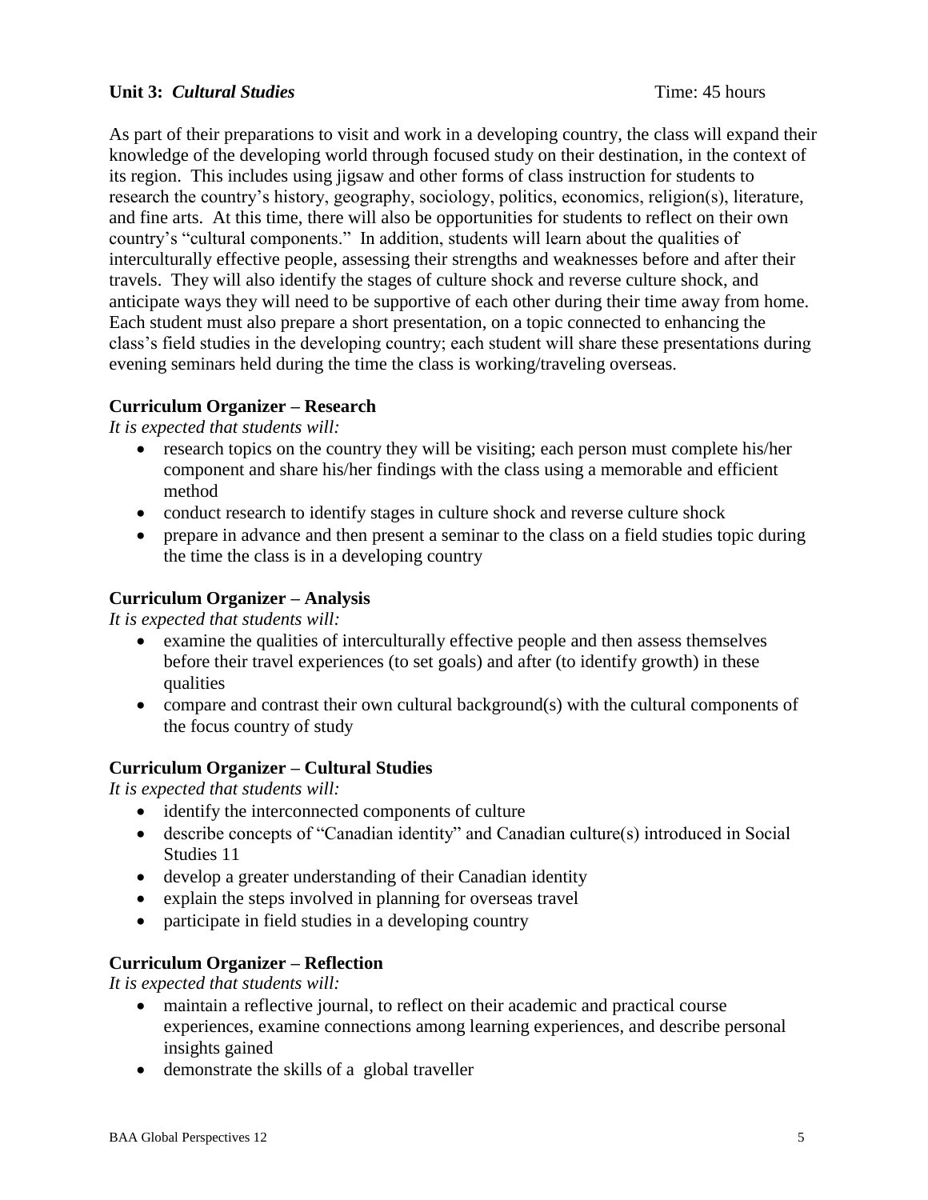**Unit 3: *Cultural Studies*** Time: 45 hours

As part of their preparations to visit and work in a developing country, the class will expand their knowledge of the developing world through focused study on their destination, in the context of its region. This includes using jigsaw and other forms of class instruction for students to research the country's history, geography, sociology, politics, economics, religion(s), literature, and fine arts. At this time, there will also be opportunities for students to reflect on their own country's "cultural components." In addition, students will learn about the qualities of interculturally effective people, assessing their strengths and weaknesses before and after their travels. They will also identify the stages of culture shock and reverse culture shock, and anticipate ways they will need to be supportive of each other during their time away from home. Each student must also prepare a short presentation, on a topic connected to enhancing the class's field studies in the developing country; each student will share these presentations during evening seminars held during the time the class is working/traveling overseas.

**Curriculum Organizer – Research**

*It is expected that students will:*

- research topics on the country they will be visiting; each person must complete his/her component and share his/her findings with the class using a memorable and efficient method
- conduct research to identify stages in culture shock and reverse culture shock
- prepare in advance and then present a seminar to the class on a field studies topic during the time the class is in a developing country

**Curriculum Organizer – Analysis**

*It is expected that students will:*

- examine the qualities of interculturally effective people and then assess themselves before their travel experiences (to set goals) and after (to identify growth) in these qualities
- compare and contrast their own cultural background(s) with the cultural components of the focus country of study

**Curriculum Organizer – Cultural Studies**

*It is expected that students will:*

- identify the interconnected components of culture
- describe concepts of "Canadian identity" and Canadian culture(s) introduced in Social Studies 11
- develop a greater understanding of their Canadian identity
- explain the steps involved in planning for overseas travel
- participate in field studies in a developing country

**Curriculum Organizer – Reflection**

*It is expected that students will:*

- maintain a reflective journal, to reflect on their academic and practical course experiences, examine connections among learning experiences, and describe personal insights gained
- demonstrate the skills of a global traveller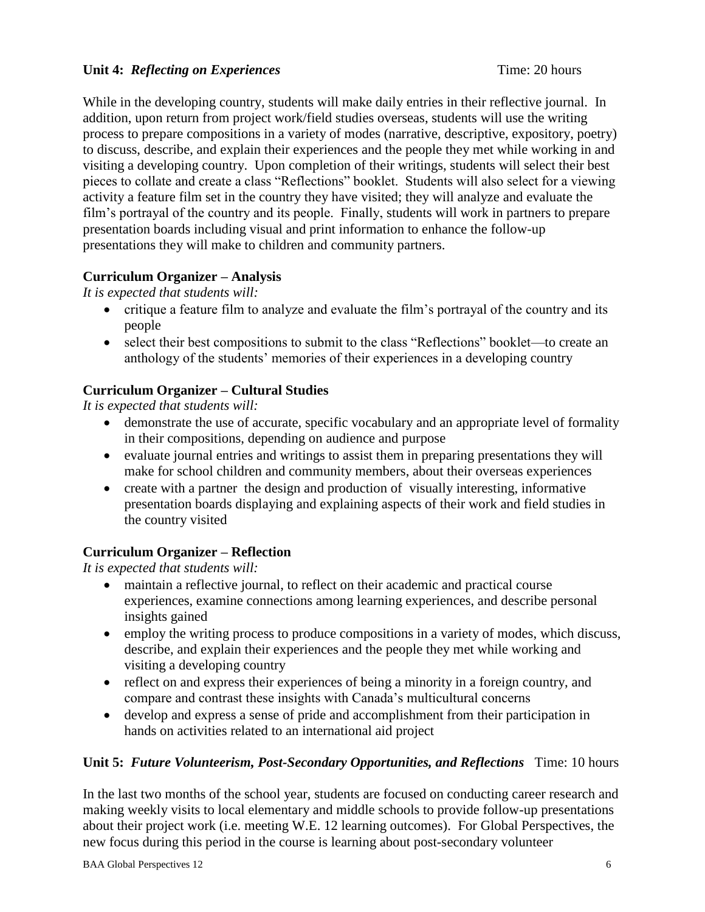### Unit 4: *Reflecting on Experiences* Time: 20 hours

While in the developing country, students will make daily entries in their reflective journal. In addition, upon return from project work/field studies overseas, students will use the writing process to prepare compositions in a variety of modes (narrative, descriptive, expository, poetry) to discuss, describe, and explain their experiences and the people they met while working in and visiting a developing country. Upon completion of their writings, students will select their best pieces to collate and create a class "Reflections" booklet. Students will also select for a viewing activity a feature film set in the country they have visited; they will analyze and evaluate the film's portrayal of the country and its people. Finally, students will work in partners to prepare presentation boards including visual and print information to enhance the follow-up presentations they will make to children and community partners.

**Curriculum Organizer – Analysis**

*It is expected that students will:*

- critique a feature film to analyze and evaluate the film's portrayal of the country and its people
- select their best compositions to submit to the class "Reflections" booklet—to create an anthology of the students' memories of their experiences in a developing country

**Curriculum Organizer – Cultural Studies**

*It is expected that students will:*

- demonstrate the use of accurate, specific vocabulary and an appropriate level of formality in their compositions, depending on audience and purpose
- evaluate journal entries and writings to assist them in preparing presentations they will make for school children and community members, about their overseas experiences
- create with a partner the design and production of visually interesting, informative presentation boards displaying and explaining aspects of their work and field studies in the country visited

**Curriculum Organizer – Reflection**

*It is expected that students will:*

- maintain a reflective journal, to reflect on their academic and practical course experiences, examine connections among learning experiences, and describe personal insights gained
- employ the writing process to produce compositions in a variety of modes, which discuss, describe, and explain their experiences and the people they met while working and visiting a developing country
- reflect on and express their experiences of being a minority in a foreign country, and compare and contrast these insights with Canada's multicultural concerns
- develop and express a sense of pride and accomplishment from their participation in hands on activities related to an international aid project

### Unit 5: *Future Volunteerism, Post-Secondary Opportunities, and Reflections* Time: 10 hours

In the last two months of the school year, students are focused on conducting career research and making weekly visits to local elementary and middle schools to provide follow-up presentations about their project work (i.e. meeting W.E. 12 learning outcomes). For Global Perspectives, the new focus during this period in the course is learning about post-secondary volunteer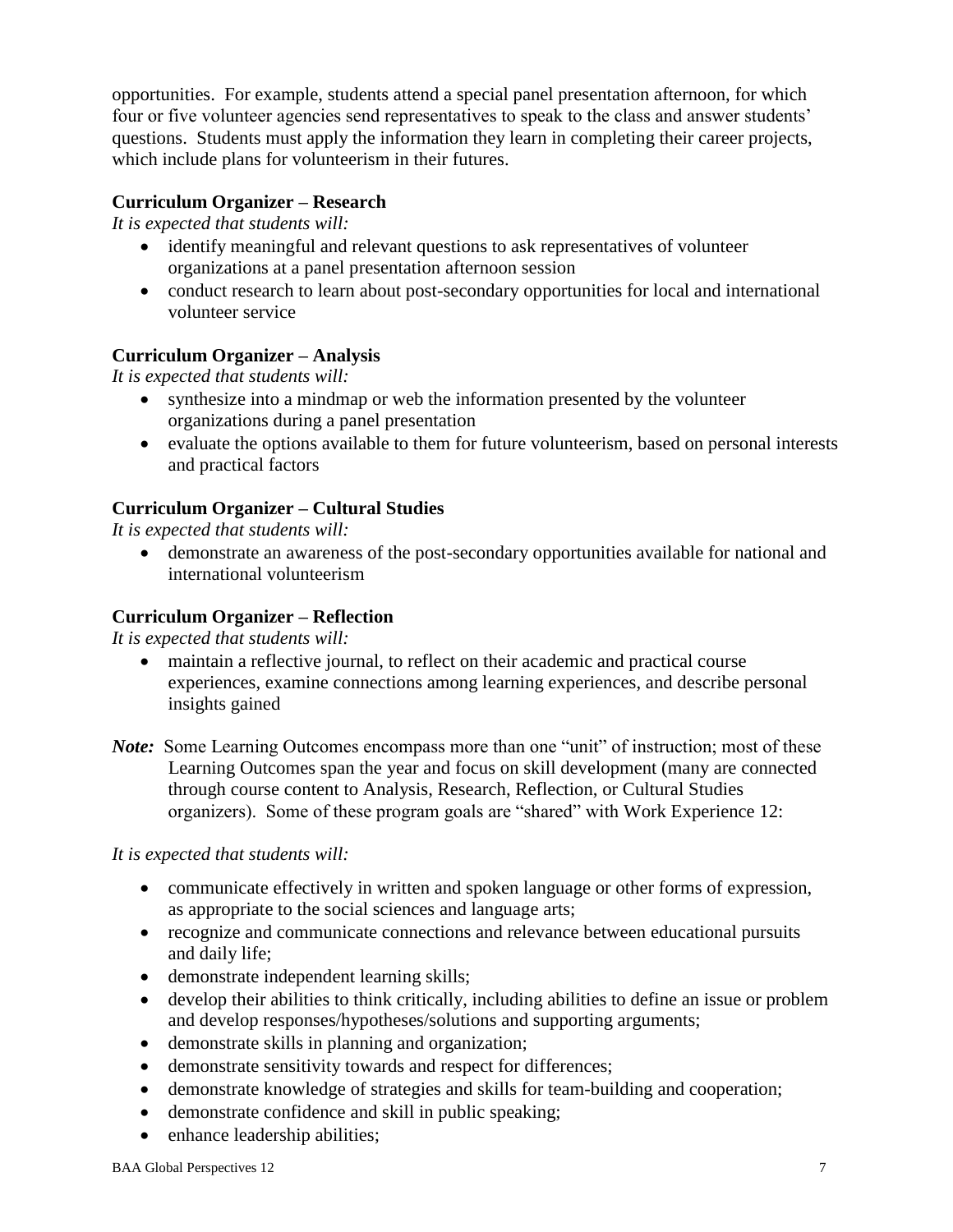opportunities. For example, students attend a special panel presentation afternoon, for which four or five volunteer agencies send representatives to speak to the class and answer students' questions. Students must apply the information they learn in completing their career projects, which include plans for volunteerism in their futures.

**Curriculum Organizer – Research**

*It is expected that students will:*

- identify meaningful and relevant questions to ask representatives of volunteer organizations at a panel presentation afternoon session
- conduct research to learn about post-secondary opportunities for local and international volunteer service

**Curriculum Organizer – Analysis**

*It is expected that students will:*

- synthesize into a mindmap or web the information presented by the volunteer organizations during a panel presentation
- evaluate the options available to them for future volunteerism, based on personal interests and practical factors

**Curriculum Organizer – Cultural Studies**

*It is expected that students will:*

- demonstrate an awareness of the post-secondary opportunities available for national and international volunteerism

**Curriculum Organizer – Reflection**

*It is expected that students will:*

- maintain a reflective journal, to reflect on their academic and practical course experiences, examine connections among learning experiences, and describe personal insights gained

***Note:*** Some Learning Outcomes encompass more than one "unit" of instruction; most of these Learning Outcomes span the year and focus on skill development (many are connected through course content to Analysis, Research, Reflection, or Cultural Studies organizers). Some of these program goals are "shared" with Work Experience 12:

*It is expected that students will:*

- communicate effectively in written and spoken language or other forms of expression, as appropriate to the social sciences and language arts;
- recognize and communicate connections and relevance between educational pursuits and daily life;
- demonstrate independent learning skills;
- develop their abilities to think critically, including abilities to define an issue or problem and develop responses/hypotheses/solutions and supporting arguments;
- demonstrate skills in planning and organization;
- demonstrate sensitivity towards and respect for differences;
- demonstrate knowledge of strategies and skills for team-building and cooperation;
- demonstrate confidence and skill in public speaking;
- enhance leadership abilities;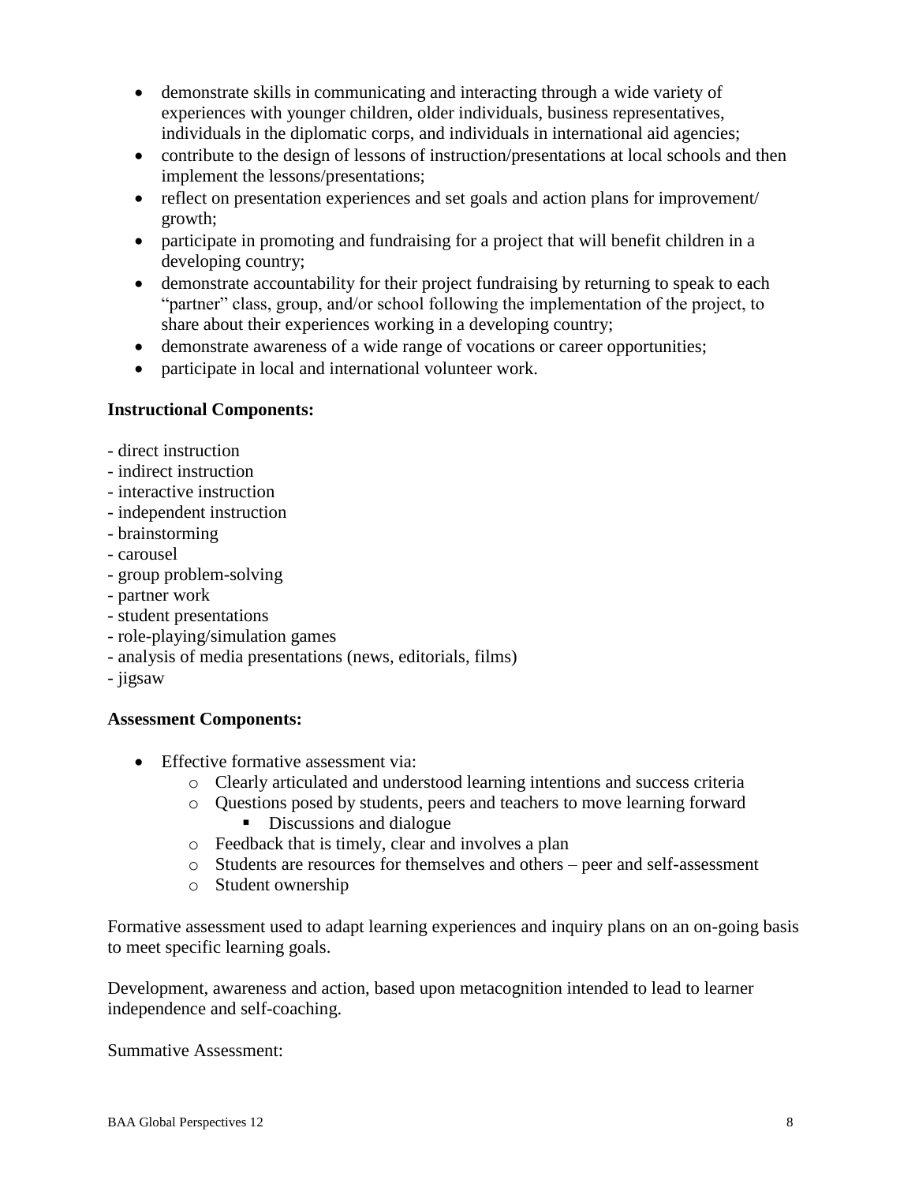- demonstrate skills in communicating and interacting through a wide variety of experiences with younger children, older individuals, business representatives, individuals in the diplomatic corps, and individuals in international aid agencies;
- contribute to the design of lessons of instruction/presentations at local schools and then implement the lessons/presentations;
- reflect on presentation experiences and set goals and action plans for improvement/ growth;
- participate in promoting and fundraising for a project that will benefit children in a developing country;
- demonstrate accountability for their project fundraising by returning to speak to each "partner" class, group, and/or school following the implementation of the project, to share about their experiences working in a developing country;
- demonstrate awareness of a wide range of vocations or career opportunities;
- participate in local and international volunteer work.

**Instructional Components:**

- direct instruction
- indirect instruction
- interactive instruction
- independent instruction
- brainstorming
- carousel
- group problem-solving
- partner work
- student presentations
- role-playing/simulation games
- analysis of media presentations (news, editorials, films)
- jigsaw

**Assessment Components:**

- Effective formative assessment via:
  - Clearly articulated and understood learning intentions and success criteria
  - Questions posed by students, peers and teachers to move learning forward
    - Discussions and dialogue
  - Feedback that is timely, clear and involves a plan
  - Students are resources for themselves and others – peer and self-assessment
  - Student ownership

Formative assessment used to adapt learning experiences and inquiry plans on an on-going basis to meet specific learning goals.

Development, awareness and action, based upon metacognition intended to lead to learner independence and self-coaching.

Summative Assessment: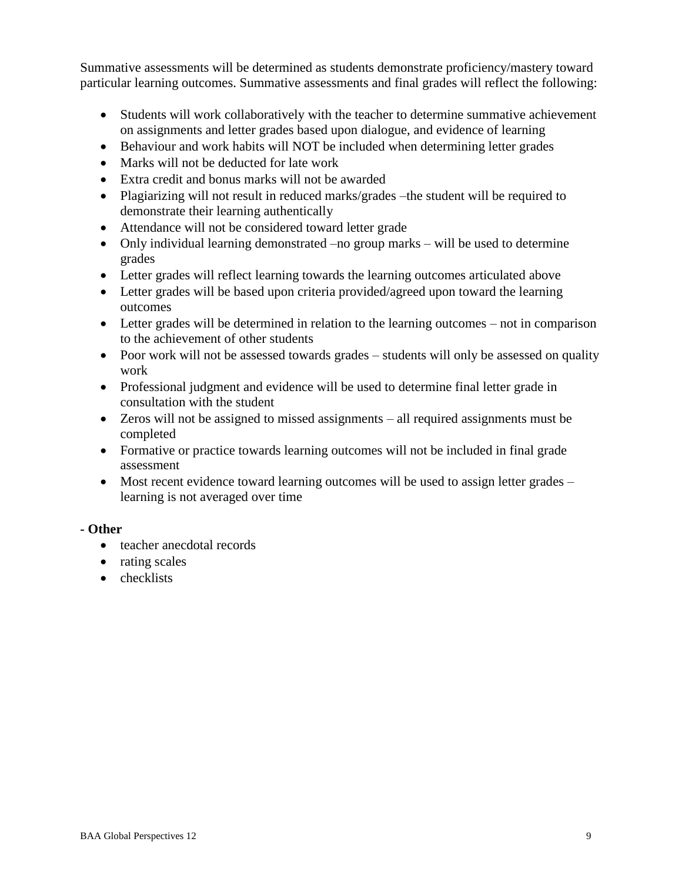Summative assessments will be determined as students demonstrate proficiency/mastery toward particular learning outcomes. Summative assessments and final grades will reflect the following:

- Students will work collaboratively with the teacher to determine summative achievement on assignments and letter grades based upon dialogue, and evidence of learning
- Behaviour and work habits will NOT be included when determining letter grades
- Marks will not be deducted for late work
- Extra credit and bonus marks will not be awarded
- Plagiarizing will not result in reduced marks/grades –the student will be required to demonstrate their learning authentically
- Attendance will not be considered toward letter grade
- Only individual learning demonstrated –no group marks – will be used to determine grades
- Letter grades will reflect learning towards the learning outcomes articulated above
- Letter grades will be based upon criteria provided/agreed upon toward the learning outcomes
- Letter grades will be determined in relation to the learning outcomes – not in comparison to the achievement of other students
- Poor work will not be assessed towards grades – students will only be assessed on quality work
- Professional judgment and evidence will be used to determine final letter grade in consultation with the student
- Zeros will not be assigned to missed assignments – all required assignments must be completed
- Formative or practice towards learning outcomes will not be included in final grade assessment
- Most recent evidence toward learning outcomes will be used to assign letter grades – learning is not averaged over time

**- Other**

- teacher anecdotal records
- rating scales
- checklists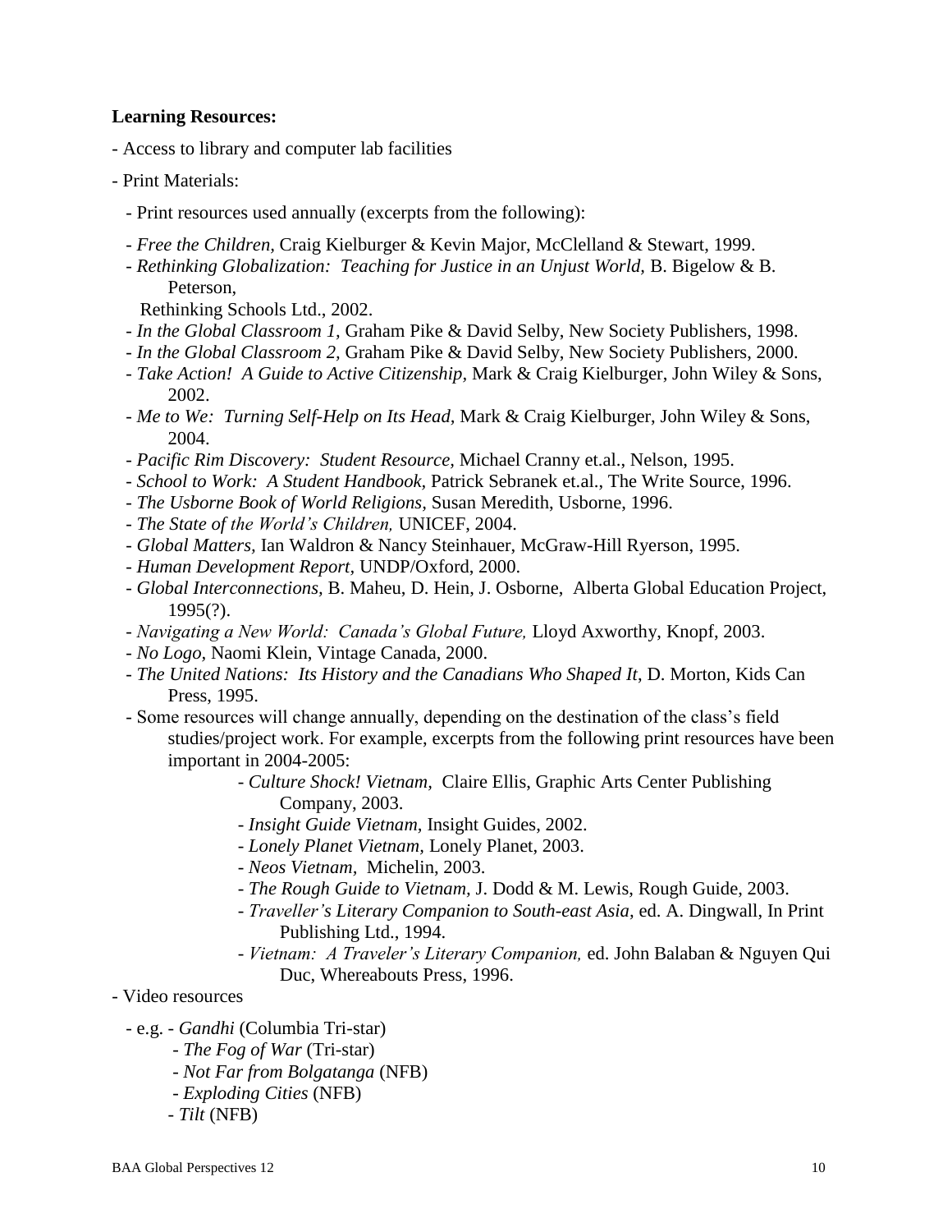**Learning Resources:**

- Access to library and computer lab facilities
- Print Materials:
  - Print resources used annually (excerpts from the following):
  - *Free the Children,* Craig Kielburger & Kevin Major, McClelland & Stewart, 1999.
  - *Rethinking Globalization: Teaching for Justice in an Unjust World,* B. Bigelow & B. Peterson, Rethinking Schools Ltd., 2002.
  - *In the Global Classroom 1,* Graham Pike & David Selby, New Society Publishers, 1998.
  - *In the Global Classroom 2,* Graham Pike & David Selby, New Society Publishers, 2000.
  - *Take Action! A Guide to Active Citizenship,* Mark & Craig Kielburger, John Wiley & Sons, 2002.
  - *Me to We: Turning Self-Help on Its Head,* Mark & Craig Kielburger, John Wiley & Sons, 2004.
  - *Pacific Rim Discovery: Student Resource,* Michael Cranny et.al., Nelson, 1995.
  - *School to Work: A Student Handbook,* Patrick Sebranek et.al., The Write Source, 1996.
  - *The Usborne Book of World Religions,* Susan Meredith, Usborne, 1996.
  - *The State of the World's Children,* UNICEF, 2004.
  - *Global Matters,* Ian Waldron & Nancy Steinhauer, McGraw-Hill Ryerson, 1995.
  - *Human Development Report,* UNDP/Oxford, 2000.
  - *Global Interconnections,* B. Maheu, D. Hein, J. Osborne, Alberta Global Education Project, 1995(?).
  - *Navigating a New World: Canada's Global Future,* Lloyd Axworthy, Knopf, 2003.
  - *No Logo,* Naomi Klein, Vintage Canada, 2000.
  - *The United Nations: Its History and the Canadians Who Shaped It,* D. Morton, Kids Can Press, 1995.
  - Some resources will change annually, depending on the destination of the class's field studies/project work. For example, excerpts from the following print resources have been important in 2004-2005:
    - *Culture Shock! Vietnam,* Claire Ellis, Graphic Arts Center Publishing Company, 2003.
    - *Insight Guide Vietnam,* Insight Guides, 2002.
    - *Lonely Planet Vietnam,* Lonely Planet, 2003.
    - *Neos Vietnam,* Michelin, 2003.
    - *The Rough Guide to Vietnam,* J. Dodd & M. Lewis, Rough Guide, 2003.
    - *Traveller's Literary Companion to South-east Asia,* ed. A. Dingwall, In Print Publishing Ltd., 1994.
    - *Vietnam: A Traveler's Literary Companion,* ed. John Balaban & Nguyen Qui Duc, Whereabouts Press, 1996.
- Video resources
  - e.g. - *Gandhi* (Columbia Tri-star)
    - *The Fog of War* (Tri-star)
    - *Not Far from Bolgatanga* (NFB)
    - *Exploding Cities* (NFB)
    - *Tilt* (NFB)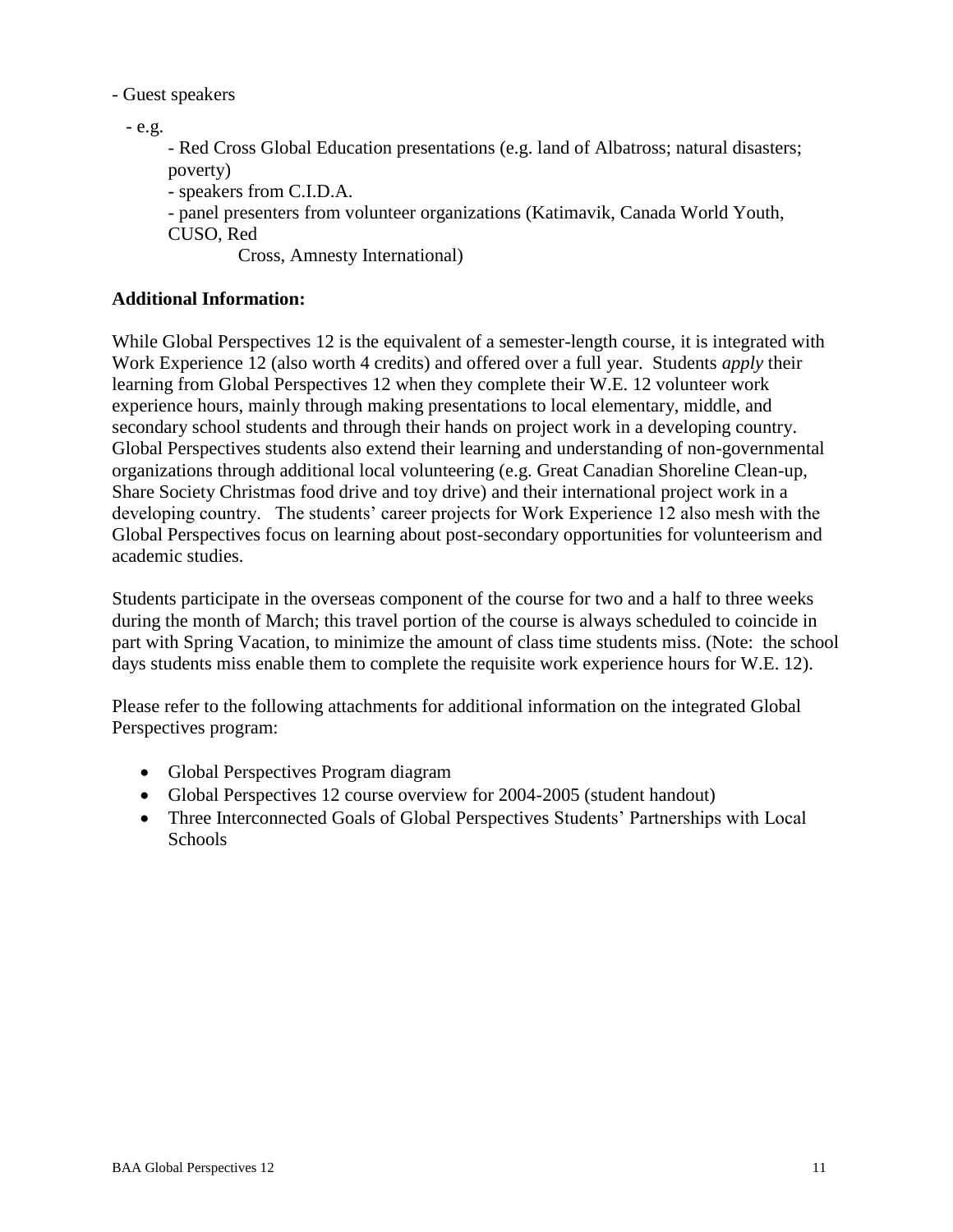- Guest speakers

  - e.g.
    - Red Cross Global Education presentations (e.g. land of Albatross; natural disasters; poverty)
    - speakers from C.I.D.A.
    - panel presenters from volunteer organizations (Katimavik, Canada World Youth, CUSO, Red Cross, Amnesty International)

**Additional Information:**

While Global Perspectives 12 is the equivalent of a semester-length course, it is integrated with Work Experience 12 (also worth 4 credits) and offered over a full year. Students *apply* their learning from Global Perspectives 12 when they complete their W.E. 12 volunteer work experience hours, mainly through making presentations to local elementary, middle, and secondary school students and through their hands on project work in a developing country. Global Perspectives students also extend their learning and understanding of non-governmental organizations through additional local volunteering (e.g. Great Canadian Shoreline Clean-up, Share Society Christmas food drive and toy drive) and their international project work in a developing country. The students' career projects for Work Experience 12 also mesh with the Global Perspectives focus on learning about post-secondary opportunities for volunteerism and academic studies.

Students participate in the overseas component of the course for two and a half to three weeks during the month of March; this travel portion of the course is always scheduled to coincide in part with Spring Vacation, to minimize the amount of class time students miss. (Note: the school days students miss enable them to complete the requisite work experience hours for W.E. 12).

Please refer to the following attachments for additional information on the integrated Global Perspectives program:

- Global Perspectives Program diagram
- Global Perspectives 12 course overview for 2004-2005 (student handout)
- Three Interconnected Goals of Global Perspectives Students' Partnerships with Local Schools